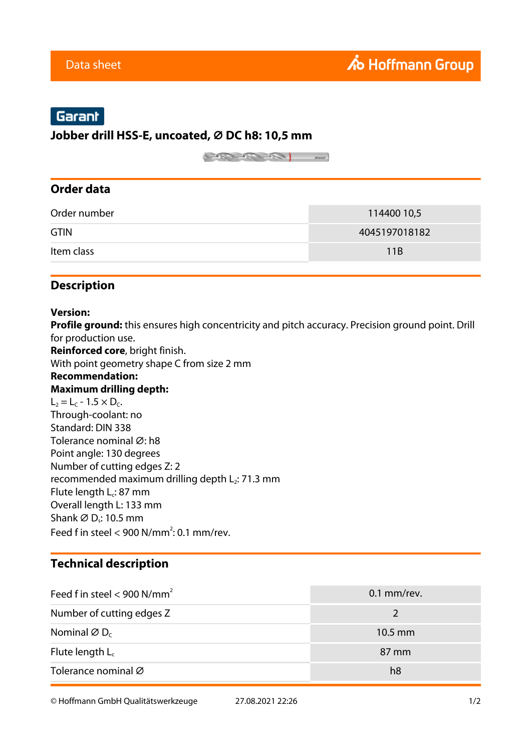Data sheet

Hoffmann Group

Garant

# Jobber drill HSS-E, uncoated, Ø DC h8: 10,5 mm

## Order data

| | |
|---|---|
| Order number | 114400 10,5 |
| GTIN | 4045197018182 |
| Item class | 11B |

## Description

**Version:**
**Profile ground:** this ensures high concentricity and pitch accuracy. Precision ground point. Drill for production use.
**Reinforced core**, bright finish.
With point geometry shape C from size 2 mm
**Recommendation:**
**Maximum drilling depth:**
$L_2 = L_c - 1.5 \times D_c$.
Through-coolant: no
Standard: DIN 338
Tolerance nominal Ø: h8
Point angle: 130 degrees
Number of cutting edges Z: 2
recommended maximum drilling depth $L_2$: 71.3 mm
Flute length $L_c$: 87 mm
Overall length L: 133 mm
Shank Ø $D_s$: 10.5 mm
Feed f in steel < 900 N/mm$^2$: 0.1 mm/rev.

## Technical description

| | |
|---|---|
| Feed f in steel < 900 N/mm$^2$ | 0.1 mm/rev. |
| Number of cutting edges Z | 2 |
| Nominal Ø $D_C$ | 10.5 mm |
| Flute length $L_c$ | 87 mm |
| Tolerance nominal Ø | h8 |

© Hoffmann GmbH Qualitätswerkzeuge 27.08.2021 22:26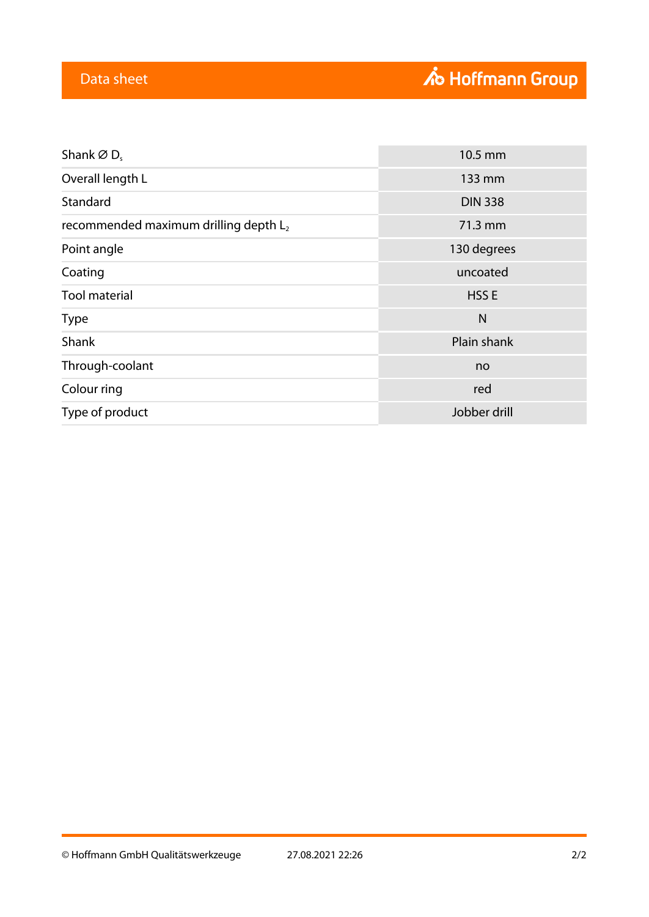| | |
|---|---|
| Shank Ø $D_s$ | 10.5 mm |
| Overall length L | 133 mm |
| Standard | DIN 338 |
| recommended maximum drilling depth $L_2$ | 71.3 mm |
| Point angle | 130 degrees |
| Coating | uncoated |
| Tool material | HSS E |
| Type | N |
| Shank | Plain shank |
| Through-coolant | no |
| Colour ring | red |
| Type of product | Jobber drill |